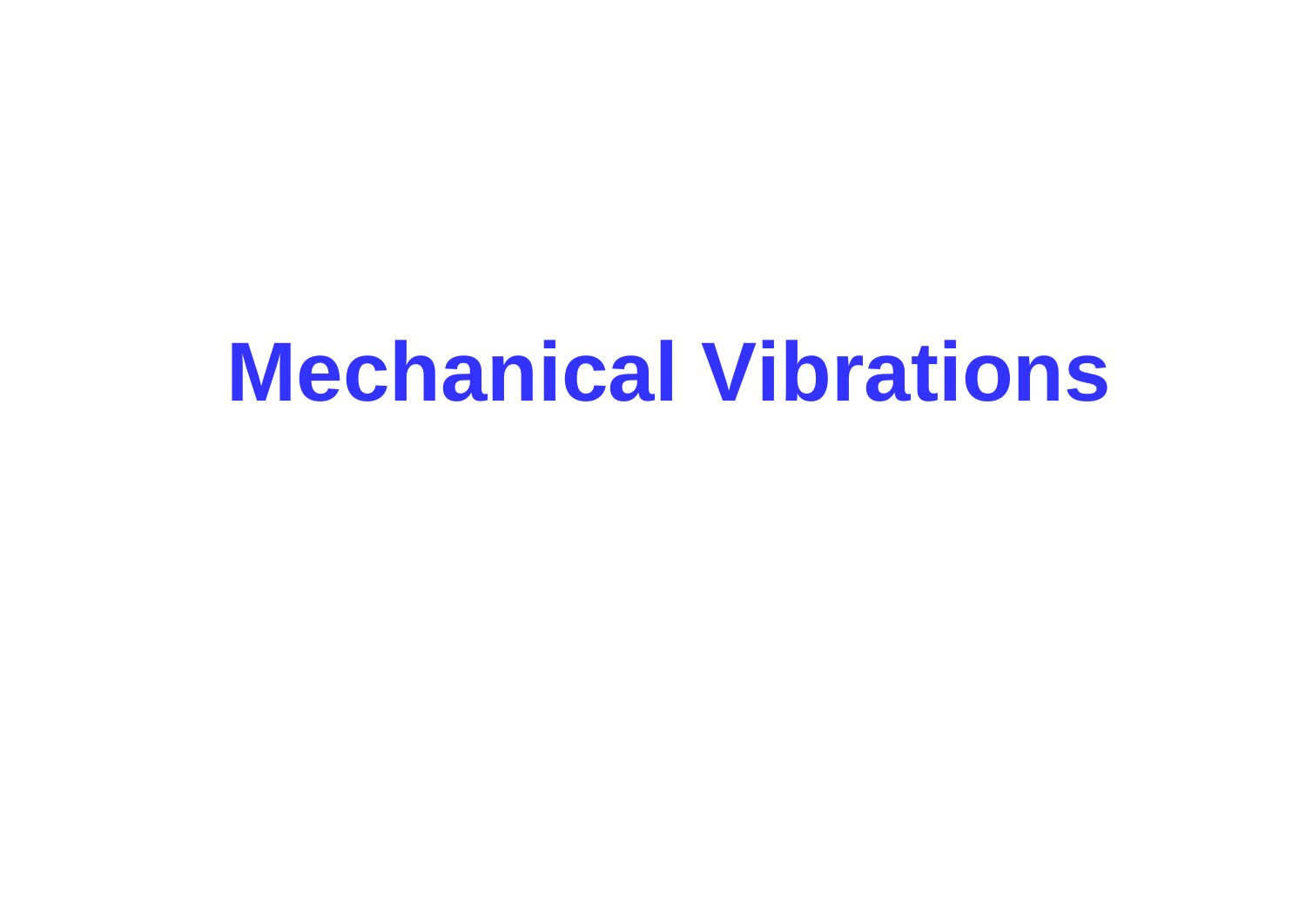# Mechanical Vibrations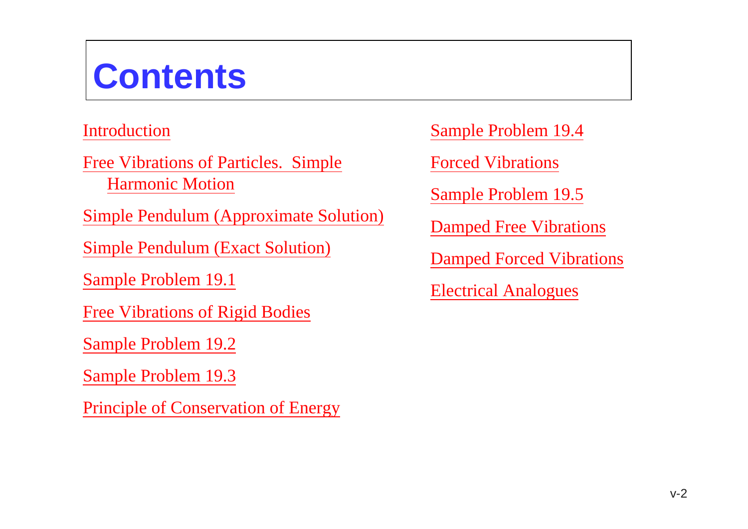# Contents

Introduction

Free Vibrations of Particles. Simple Harmonic Motion

Simple Pendulum (Approximate Solution)

Simple Pendulum (Exact Solution)

Sample Problem 19.1

Free Vibrations of Rigid Bodies

Sample Problem 19.2

Sample Problem 19.3

Principle of Conservation of Energy

Sample Problem 19.4

Forced Vibrations

Sample Problem 19.5

Damped Free Vibrations

Damped Forced Vibrations

Electrical Analogues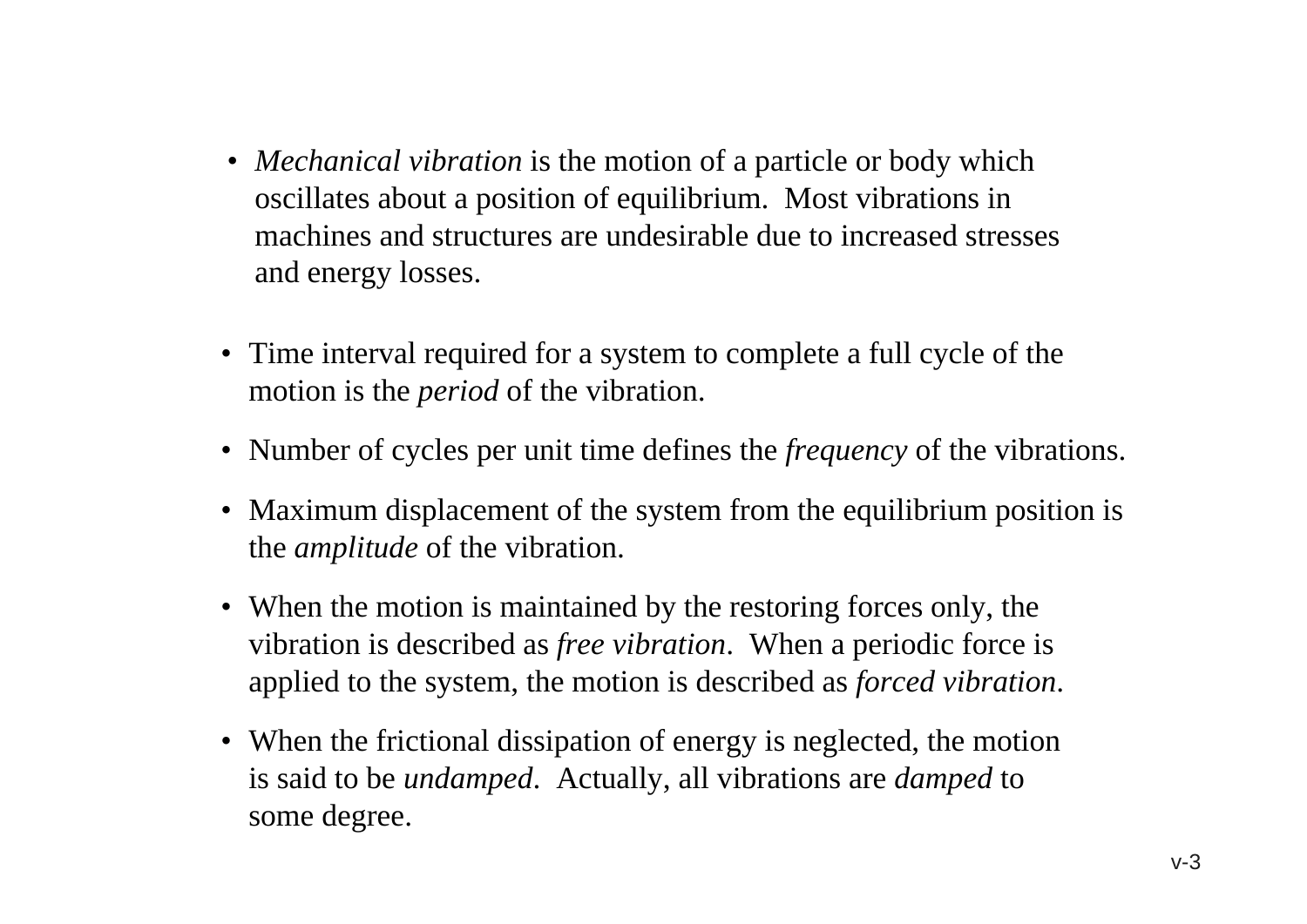- *Mechanical vibration* is the motion of a particle or body which oscillates about a position of equilibrium. Most vibrations in machines and structures are undesirable due to increased stresses and energy losses.

- Time interval required for a system to complete a full cycle of the motion is the *period* of the vibration.

- Number of cycles per unit time defines the *frequency* of the vibrations.

- Maximum displacement of the system from the equilibrium position is the *amplitude* of the vibration.

- When the motion is maintained by the restoring forces only, the vibration is described as *free vibration*. When a periodic force is applied to the system, the motion is described as *forced vibration*.

- When the frictional dissipation of energy is neglected, the motion is said to be *undamped*. Actually, all vibrations are *damped* to some degree.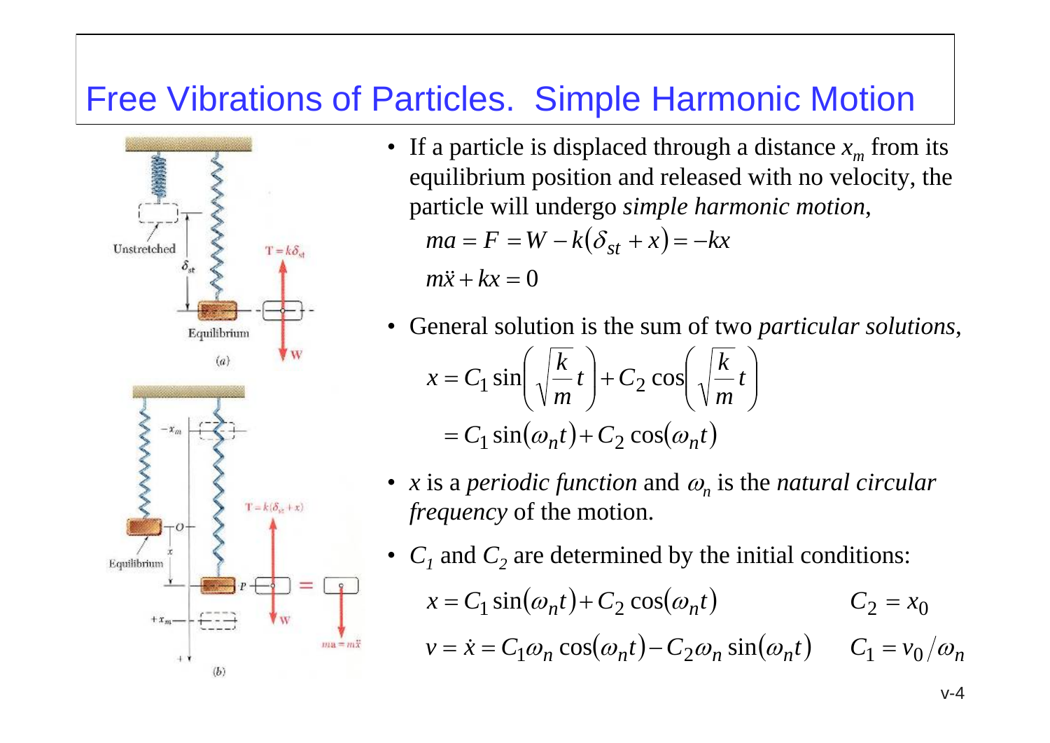# Free Vibrations of Particles. Simple Harmonic Motion

- If a particle is displaced through a distance $x_m$ from its equilibrium position and released with no velocity, the particle will undergo *simple harmonic motion*,

$$ma = F = W - k(\delta_{st} + x) = -kx$$

$$m\ddot{x} + kx = 0$$

- General solution is the sum of two *particular solutions*,

$$x = C_1 \sin\left(\sqrt{\frac{k}{m}}t\right) + C_2 \cos\left(\sqrt{\frac{k}{m}}t\right)$$

$$= C_1 \sin(\omega_n t) + C_2 \cos(\omega_n t)$$

- $x$ is a *periodic function* and $\omega_n$ is the *natural circular frequency* of the motion.

- $C_1$ and $C_2$ are determined by the initial conditions:

$$x = C_1 \sin(\omega_n t) + C_2 \cos(\omega_n t) \qquad C_2 = x_0$$

$$v = \dot{x} = C_1 \omega_n \cos(\omega_n t) - C_2 \omega_n \sin(\omega_n t) \qquad C_1 = v_0 / \omega_n$$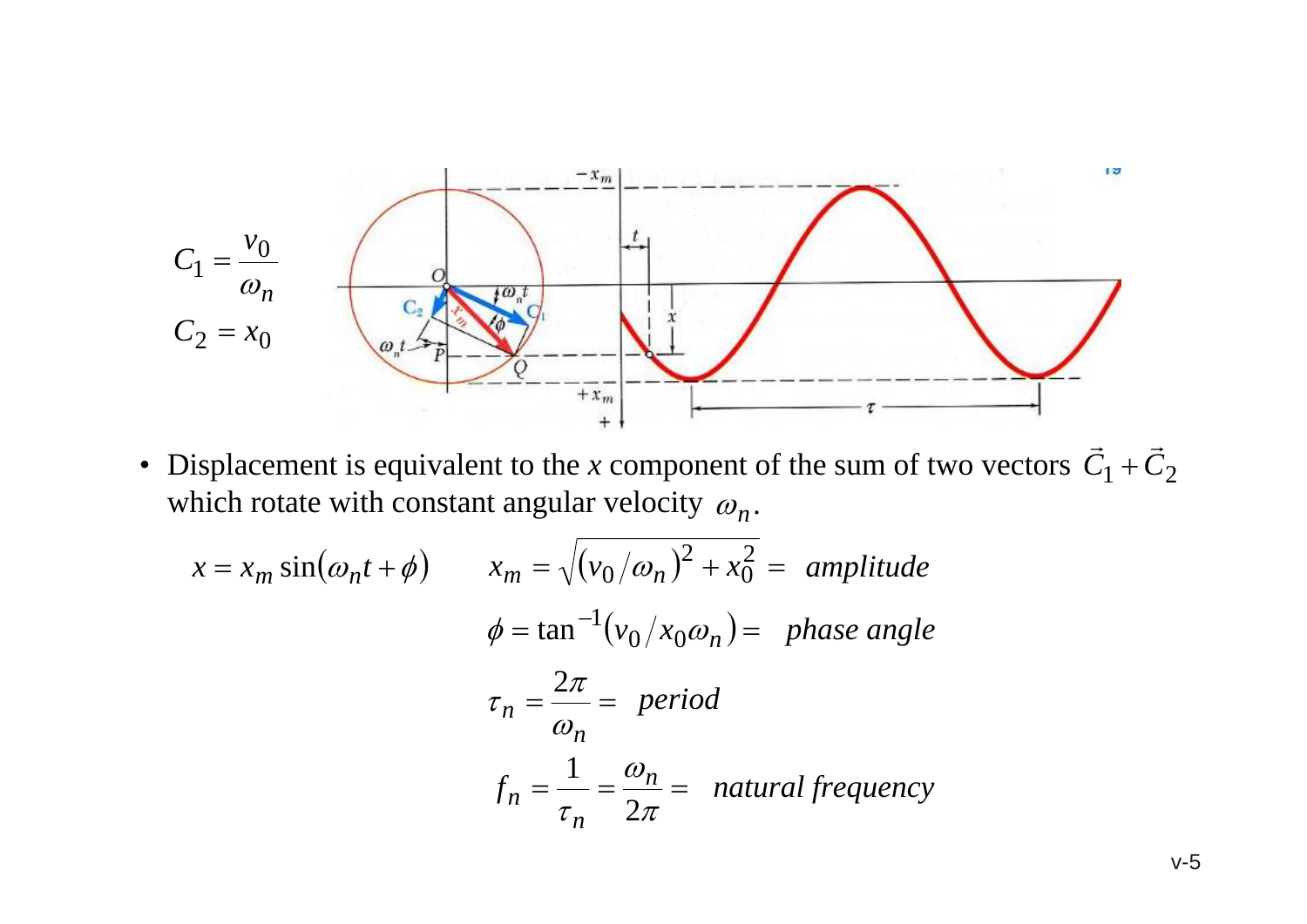$$C_1 = \frac{v_0}{\omega_n}$$

$$C_2 = x_0$$

- Displacement is equivalent to the $x$ component of the sum of two vectors $\vec{C}_1 + \vec{C}_2$ which rotate with constant angular velocity $\omega_n$.

$$x = x_m \sin(\omega_n t + \phi) \qquad x_m = \sqrt{(v_0/\omega_n)^2 + x_0^2} = \textit{amplitude}$$

$$\phi = \tan^{-1}(v_0/x_0\omega_n) = \textit{phase angle}$$

$$\tau_n = \frac{2\pi}{\omega_n} = \textit{period}$$

$$f_n = \frac{1}{\tau_n} = \frac{\omega_n}{2\pi} = \textit{natural frequency}$$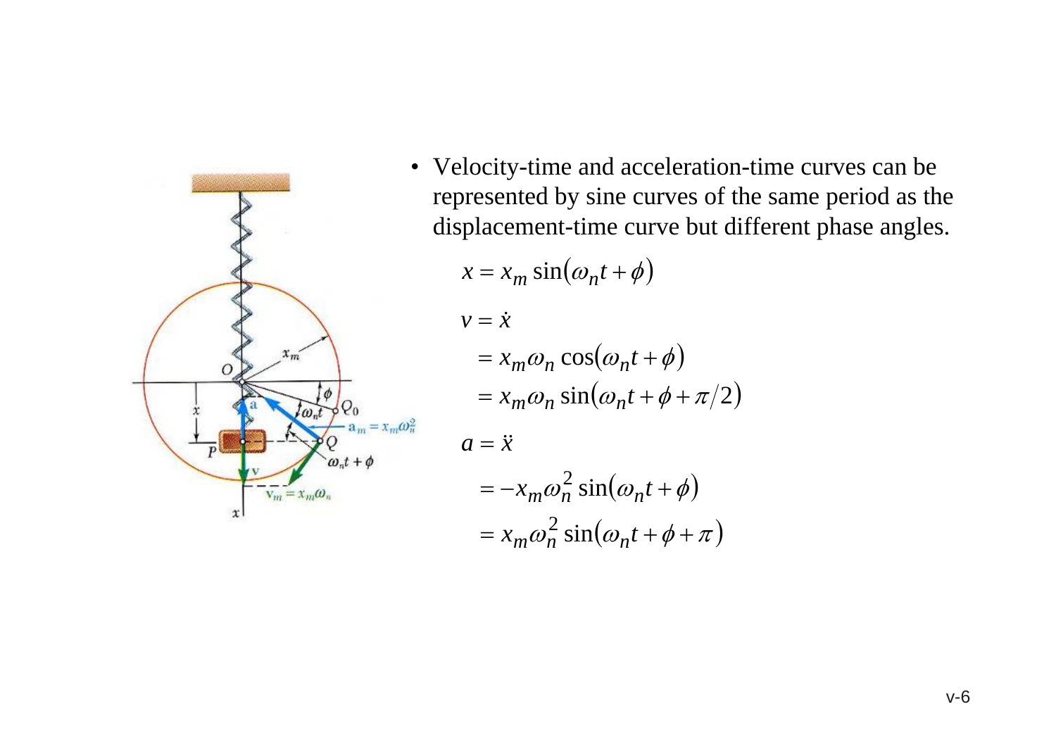- Velocity-time and acceleration-time curves can be represented by sine curves of the same period as the displacement-time curve but different phase angles.

$$x = x_m \sin(\omega_n t + \phi)$$

$$\begin{aligned}
v &= \dot{x} \\
&= x_m \omega_n \cos(\omega_n t + \phi) \\
&= x_m \omega_n \sin(\omega_n t + \phi + \pi/2)
\end{aligned}$$

$$\begin{aligned}
a &= \ddot{x} \\
&= -x_m \omega_n^2 \sin(\omega_n t + \phi) \\
&= x_m \omega_n^2 \sin(\omega_n t + \phi + \pi)
\end{aligned}$$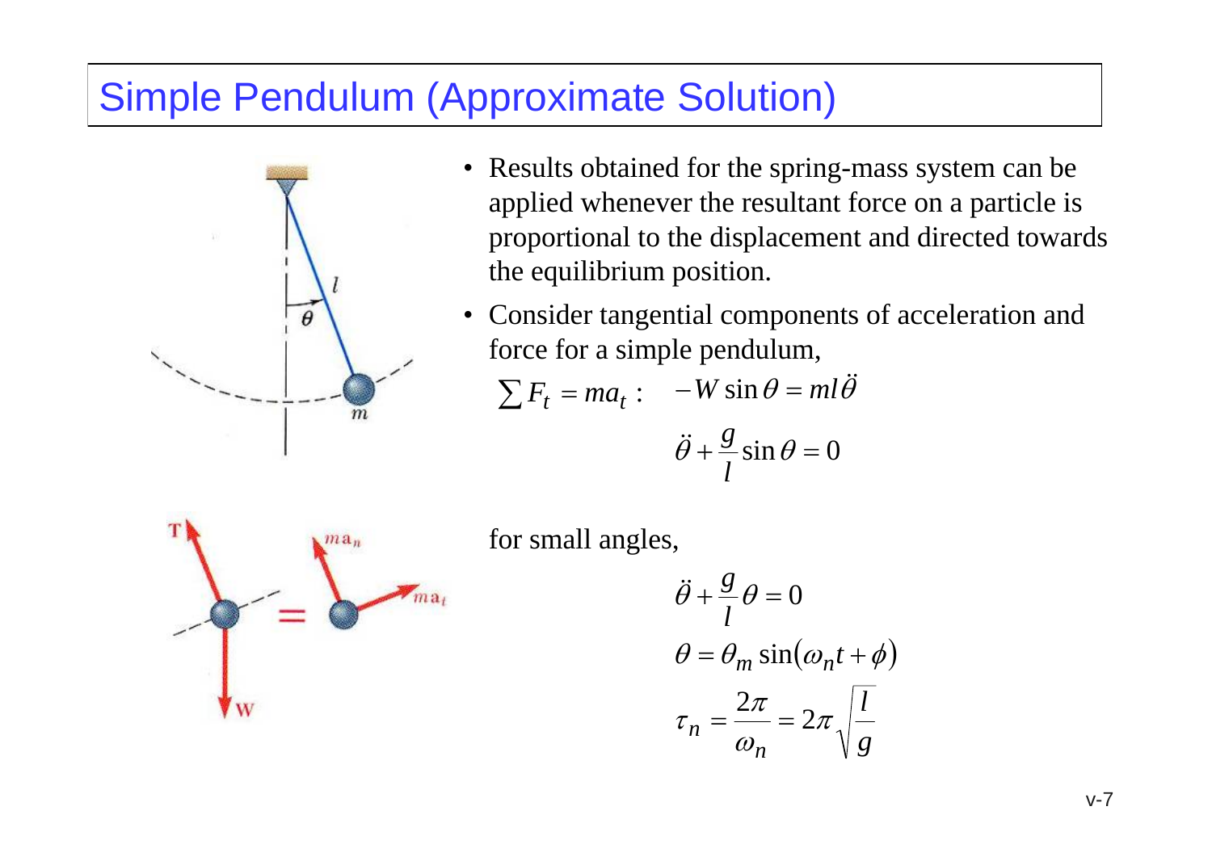# Simple Pendulum (Approximate Solution)

- Results obtained for the spring-mass system can be applied whenever the resultant force on a particle is proportional to the displacement and directed towards the equilibrium position.
- Consider tangential components of acceleration and force for a simple pendulum,

$$\sum F_t = ma_t : \quad -W \sin\theta = ml\ddot{\theta}$$

$$\ddot{\theta} + \frac{g}{l}\sin\theta = 0$$

for small angles,

$$\ddot{\theta} + \frac{g}{l}\theta = 0$$

$$\theta = \theta_m \sin(\omega_n t + \phi)$$

$$\tau_n = \frac{2\pi}{\omega_n} = 2\pi\sqrt{\frac{l}{g}}$$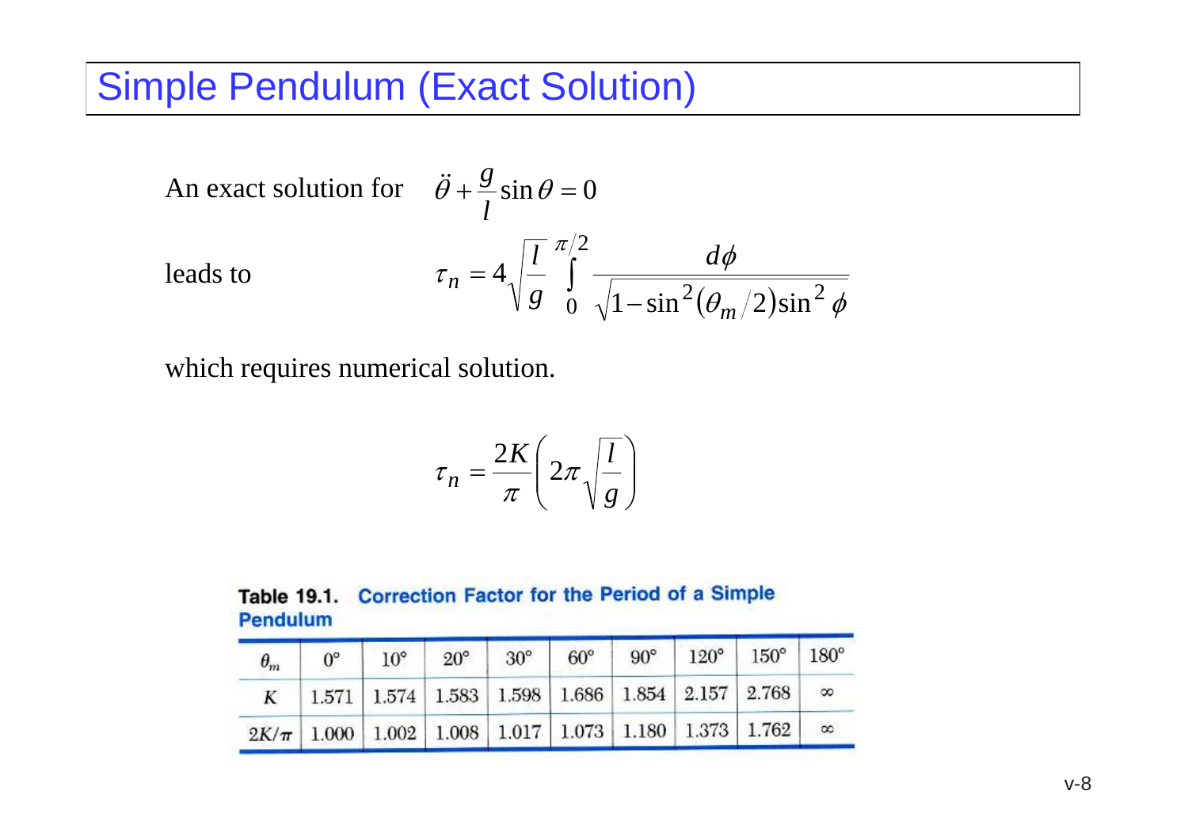# Simple Pendulum (Exact Solution)

An exact solution for $\ddot{\theta} + \frac{g}{l}\sin\theta = 0$

leads to
$$\tau_n = 4\sqrt{\frac{l}{g}}\int_0^{\pi/2} \frac{d\phi}{\sqrt{1-\sin^2(\theta_m/2)\sin^2\phi}}$$

which requires numerical solution.

$$\tau_n = \frac{2K}{\pi}\left(2\pi\sqrt{\frac{l}{g}}\right)$$

**Table 19.1. Correction Factor for the Period of a Simple Pendulum**

| $\theta_m$ | 0° | 10° | 20° | 30° | 60° | 90° | 120° | 150° | 180° |
|---|---|---|---|---|---|---|---|---|---|
| $K$ | 1.571 | 1.574 | 1.583 | 1.598 | 1.686 | 1.854 | 2.157 | 2.768 | $\infty$ |
| $2K/\pi$ | 1.000 | 1.002 | 1.008 | 1.017 | 1.073 | 1.180 | 1.373 | 1.762 | $\infty$ |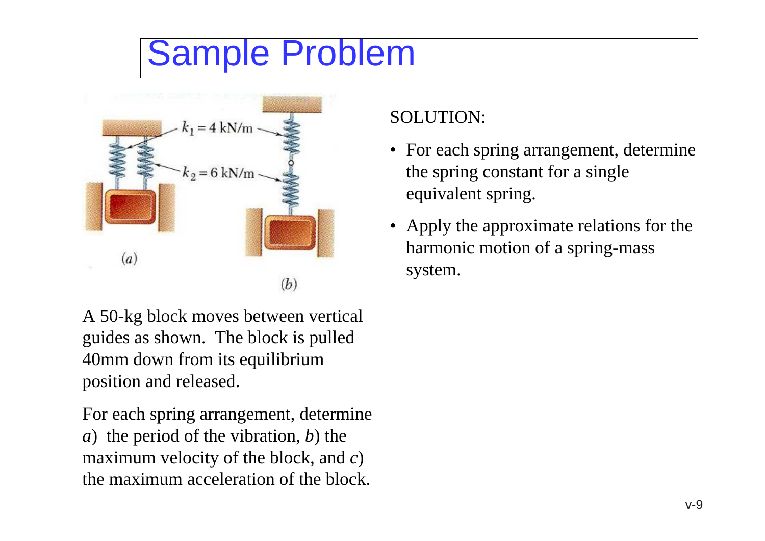# Sample Problem

A 50-kg block moves between vertical guides as shown. The block is pulled 40mm down from its equilibrium position and released.

For each spring arrangement, determine *a*) the period of the vibration, *b*) the maximum velocity of the block, and *c*) the maximum acceleration of the block.

SOLUTION:

- For each spring arrangement, determine the spring constant for a single equivalent spring.
- Apply the approximate relations for the harmonic motion of a spring-mass system.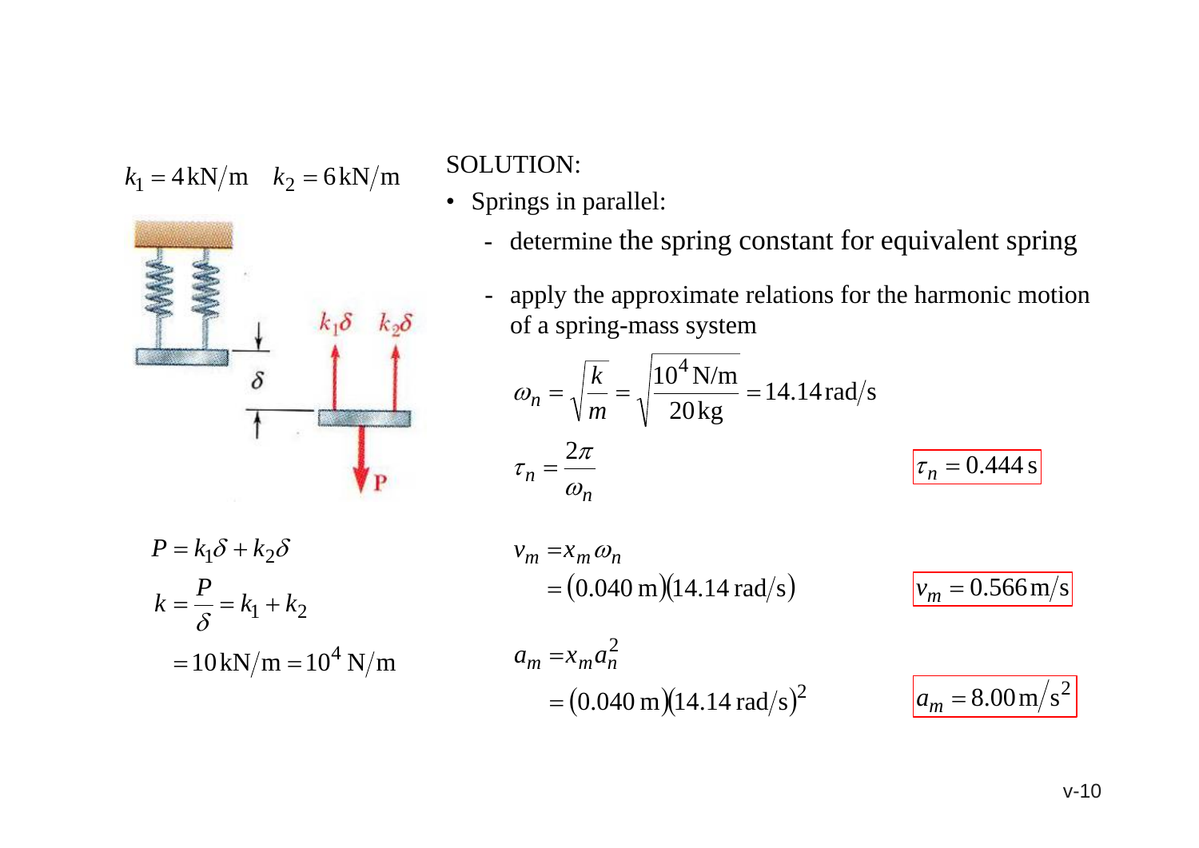$$k_1 = 4\,\text{kN/m} \quad k_2 = 6\,\text{kN/m}$$

$$P = k_1\delta + k_2\delta$$

$$k = \frac{P}{\delta} = k_1 + k_2$$

$$= 10\,\text{kN/m} = 10^4\ \text{N/m}$$

SOLUTION:

- Springs in parallel:
  - determine the spring constant for equivalent spring
  - apply the approximate relations for the harmonic motion of a spring-mass system

$$\omega_n = \sqrt{\frac{k}{m}} = \sqrt{\frac{10^4\,\text{N/m}}{20\,\text{kg}}} = 14.14\,\text{rad/s}$$

$$\tau_n = \frac{2\pi}{\omega_n}$$

$$\boxed{\tau_n = 0.444\,\text{s}}$$

$$v_m = x_m\omega_n$$
$$= (0.040\,\text{m})(14.14\,\text{rad/s})$$

$$\boxed{v_m = 0.566\,\text{m/s}}$$

$$a_m = x_m a_n^2$$
$$= (0.040\,\text{m})(14.14\,\text{rad/s})^2$$

$$\boxed{a_m = 8.00\,\text{m/s}^2}$$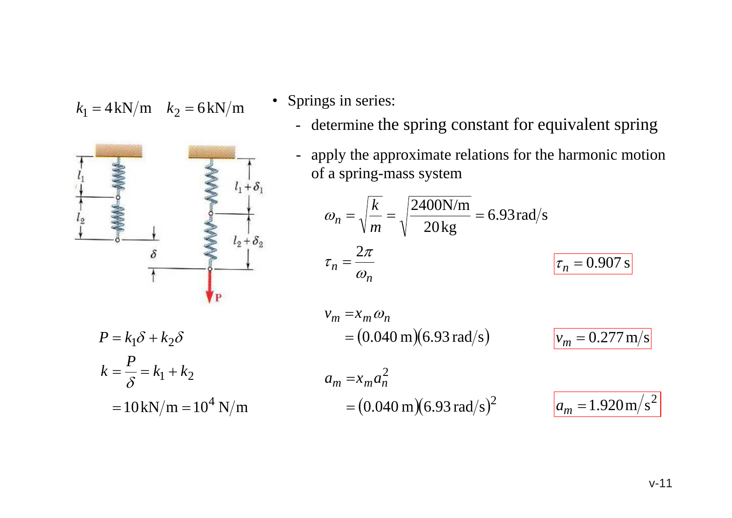$k_1 = 4\,\text{kN/m} \quad k_2 = 6\,\text{kN/m}$

$$P = k_1\delta + k_2\delta$$

$$k = \frac{P}{\delta} = k_1 + k_2$$

$$= 10\,\text{kN/m} = 10^4\,\text{N/m}$$

- Springs in series:
  - determine the spring constant for equivalent spring
  - apply the approximate relations for the harmonic motion of a spring-mass system

$$\omega_n = \sqrt{\frac{k}{m}} = \sqrt{\frac{2400\text{N/m}}{20\,\text{kg}}} = 6.93\,\text{rad/s}$$

$$\tau_n = \frac{2\pi}{\omega_n} \qquad \boxed{\tau_n = 0.907\,\text{s}}$$

$$v_m = x_m\omega_n$$

$$= (0.040\,\text{m})(6.93\,\text{rad/s}) \qquad \boxed{v_m = 0.277\,\text{m/s}}$$

$$a_m = x_m a_n^2$$

$$= (0.040\,\text{m})(6.93\,\text{rad/s})^2 \qquad \boxed{a_m = 1.920\,\text{m/s}^2}$$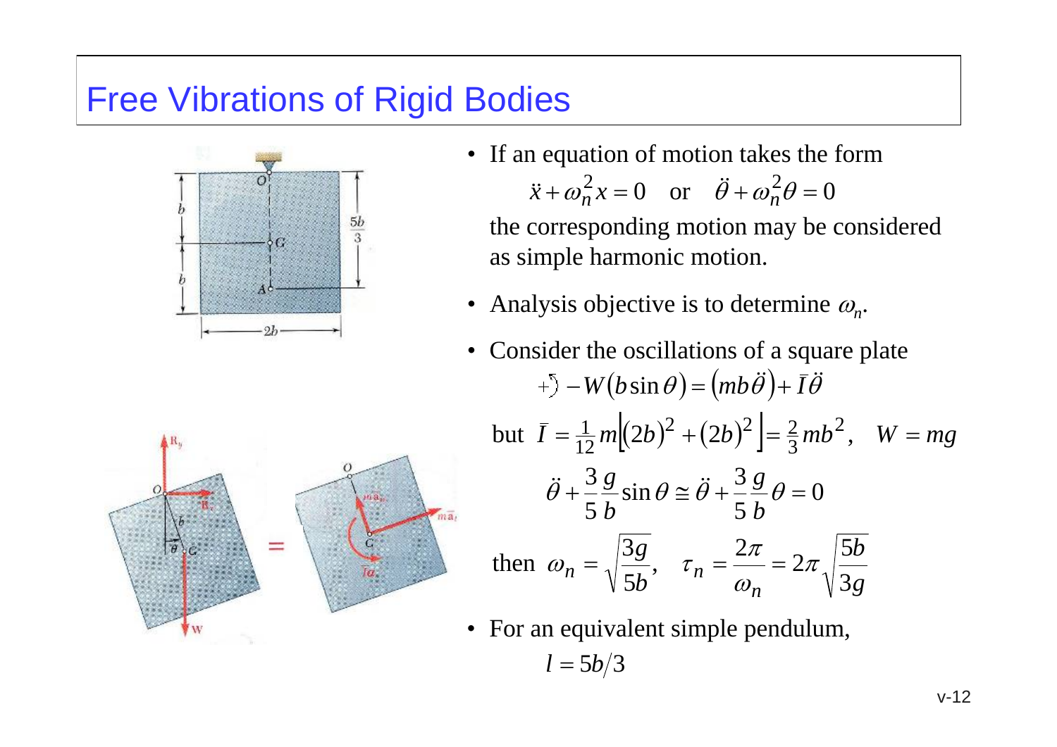# Free Vibrations of Rigid Bodies

- If an equation of motion takes the form

$$\ddot{x} + \omega_n^2 x = 0 \quad \text{or} \quad \ddot{\theta} + \omega_n^2 \theta = 0$$

  the corresponding motion may be considered as simple harmonic motion.

- Analysis objective is to determine $\omega_n$.

- Consider the oscillations of a square plate

$$+\circlearrowleft \; -W(b\sin\theta) = (mb\ddot{\theta}) + \bar{I}\ddot{\theta}$$

but $\bar{I} = \frac{1}{12}m\left[(2b)^2 + (2b)^2\right] = \frac{2}{3}mb^2, \quad W = mg$

$$\ddot{\theta} + \frac{3}{5}\frac{g}{b}\sin\theta \cong \ddot{\theta} + \frac{3}{5}\frac{g}{b}\theta = 0$$

then $\omega_n = \sqrt{\dfrac{3g}{5b}}, \quad \tau_n = \dfrac{2\pi}{\omega_n} = 2\pi\sqrt{\dfrac{5b}{3g}}$

- For an equivalent simple pendulum,

$$l = 5b/3$$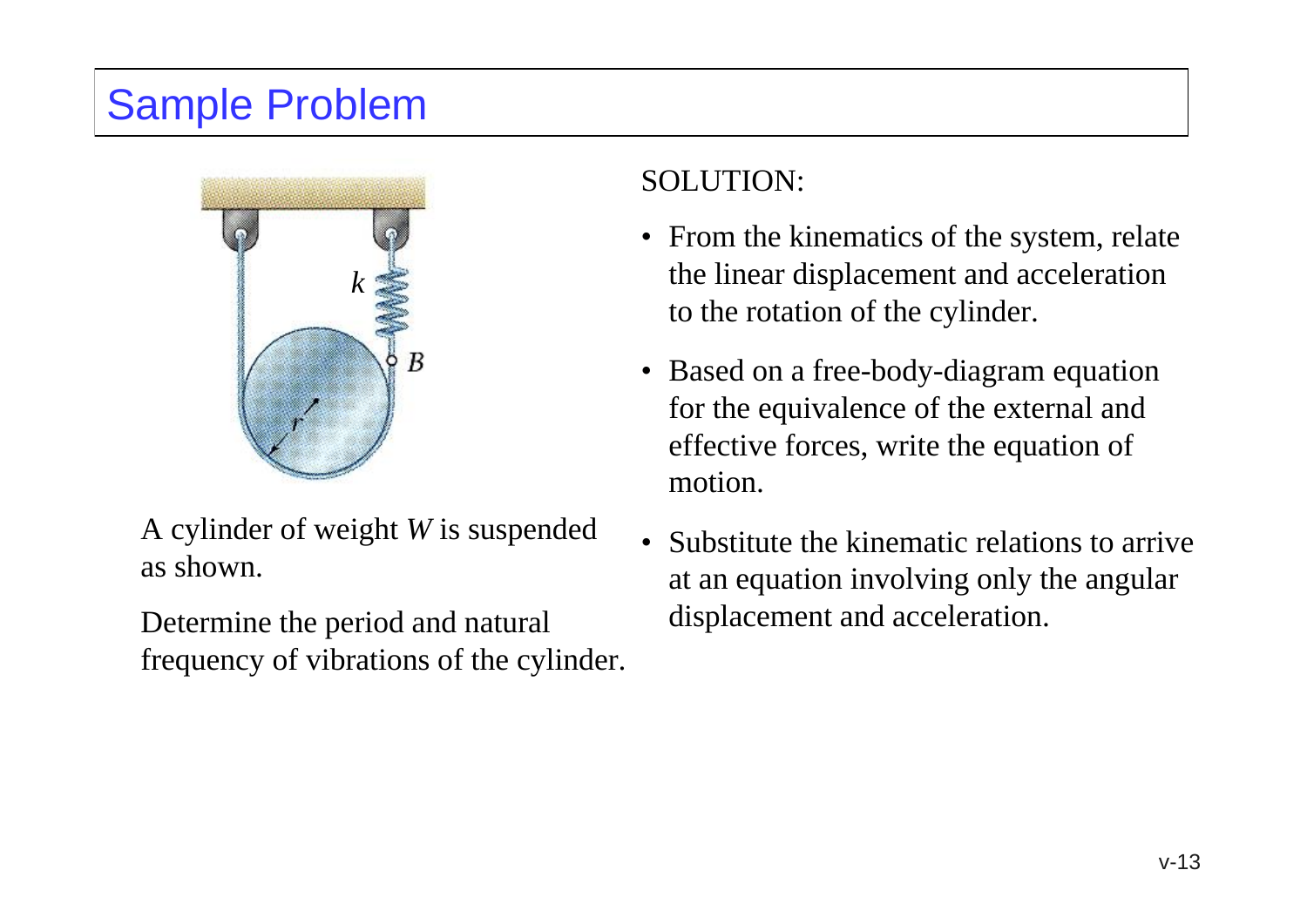# Sample Problem

A cylinder of weight $W$ is suspended as shown.

Determine the period and natural frequency of vibrations of the cylinder.

SOLUTION:

- From the kinematics of the system, relate the linear displacement and acceleration to the rotation of the cylinder.
- Based on a free-body-diagram equation for the equivalence of the external and effective forces, write the equation of motion.
- Substitute the kinematic relations to arrive at an equation involving only the angular displacement and acceleration.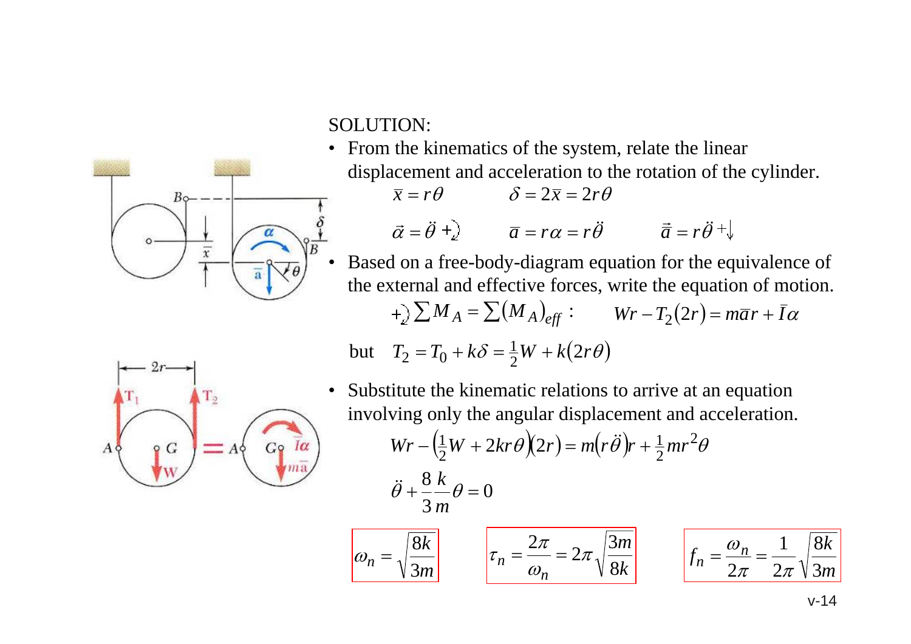SOLUTION:

- From the kinematics of the system, relate the linear displacement and acceleration to the rotation of the cylinder.

$$\bar{x} = r\theta \qquad \delta = 2\bar{x} = 2r\theta$$

$$\vec{\alpha} = \ddot{\theta} \; +\!\circlearrowright \qquad \bar{a} = r\alpha = r\ddot{\theta} \qquad \vec{\bar{a}} = r\ddot{\theta} \; +\!\downarrow$$

- Based on a free-body-diagram equation for the equivalence of the external and effective forces, write the equation of motion.

$$+\!\circlearrowright \sum M_A = \sum (M_A)_{eff} : \qquad Wr - T_2(2r) = m\bar{a}r + \bar{I}\alpha$$

but $\quad T_2 = T_0 + k\delta = \frac{1}{2}W + k(2r\theta)$

- Substitute the kinematic relations to arrive at an equation involving only the angular displacement and acceleration.

$$Wr - \left(\tfrac{1}{2}W + 2kr\theta\right)(2r) = m\left(r\ddot{\theta}\right)r + \tfrac{1}{2}mr^2\theta$$

$$\ddot{\theta} + \frac{8}{3}\frac{k}{m}\theta = 0$$

$$\omega_n = \sqrt{\frac{8k}{3m}} \qquad \tau_n = \frac{2\pi}{\omega_n} = 2\pi\sqrt{\frac{3m}{8k}} \qquad f_n = \frac{\omega_n}{2\pi} = \frac{1}{2\pi}\sqrt{\frac{8k}{3m}}$$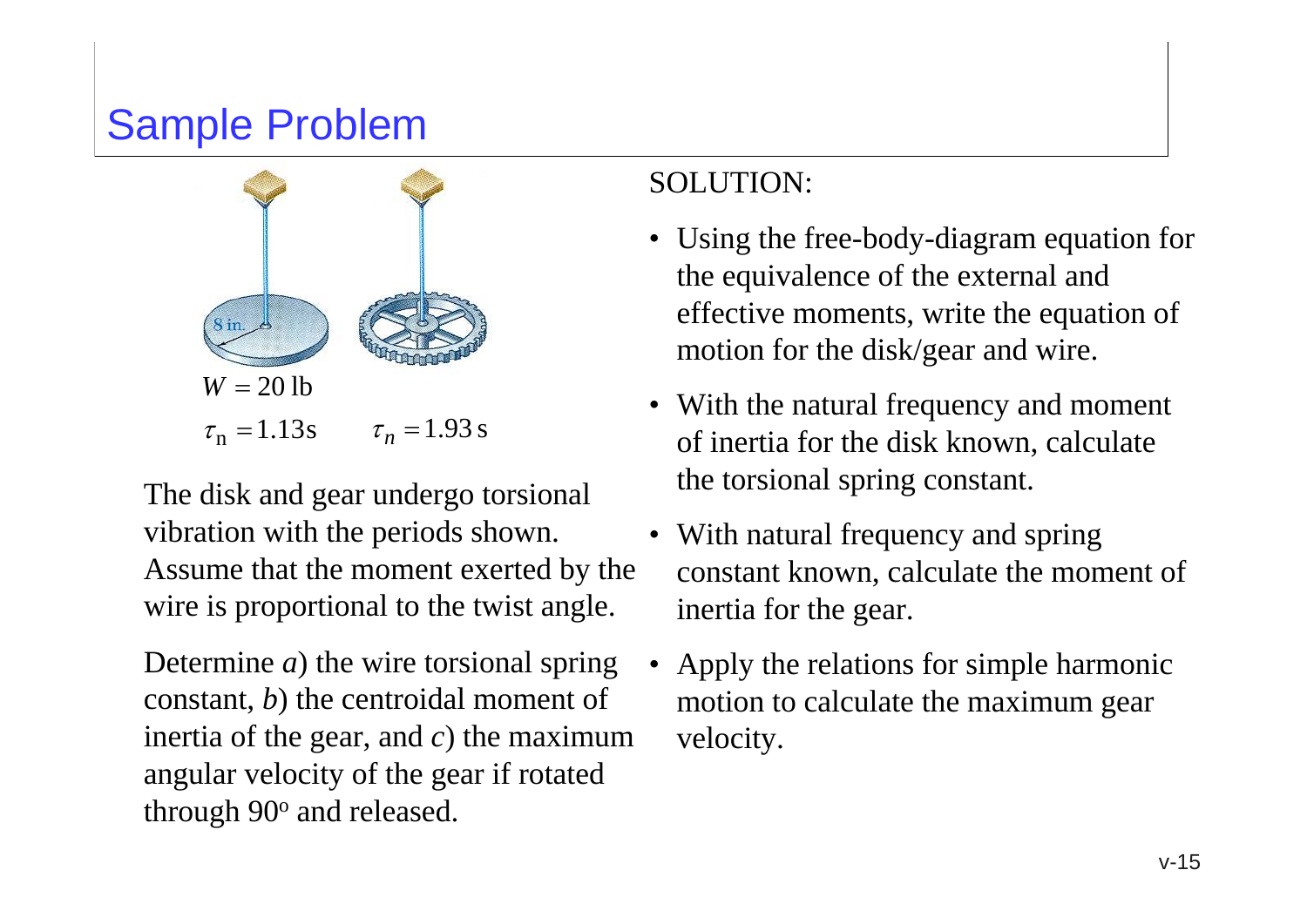# Sample Problem

8 in.

$W = 20\ \text{lb}$

$\tau_n = 1.13\,\text{s}$ $\tau_n = 1.93\,\text{s}$

The disk and gear undergo torsional vibration with the periods shown. Assume that the moment exerted by the wire is proportional to the twist angle.

Determine *a*) the wire torsional spring constant, *b*) the centroidal moment of inertia of the gear, and *c*) the maximum angular velocity of the gear if rotated through 90° and released.

SOLUTION:

- Using the free-body-diagram equation for the equivalence of the external and effective moments, write the equation of motion for the disk/gear and wire.
- With the natural frequency and moment of inertia for the disk known, calculate the torsional spring constant.
- With natural frequency and spring constant known, calculate the moment of inertia for the gear.
- Apply the relations for simple harmonic motion to calculate the maximum gear velocity.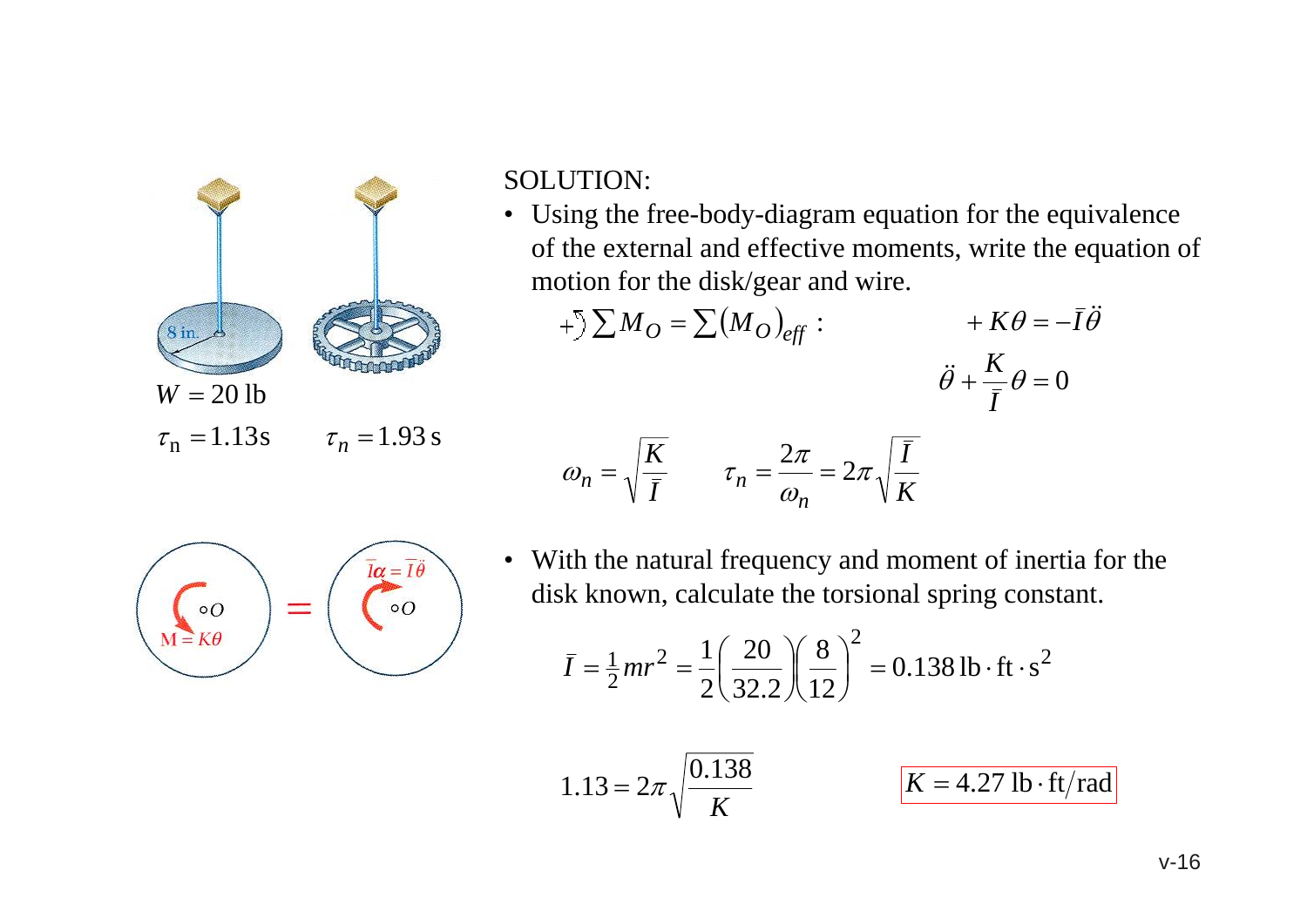$W = 20\,\text{lb}$

$\tau_n = 1.13\,\text{s}$ $\tau_n = 1.93\,\text{s}$

SOLUTION:

- Using the free-body-diagram equation for the equivalence of the external and effective moments, write the equation of motion for the disk/gear and wire.

$$+\circlearrowleft \sum M_O = \sum (M_O)_{eff}: \qquad +K\theta = -\bar{I}\ddot{\theta}$$

$$\ddot{\theta} + \frac{K}{\bar{I}}\theta = 0$$

$$\omega_n = \sqrt{\frac{K}{\bar{I}}} \qquad \tau_n = \frac{2\pi}{\omega_n} = 2\pi\sqrt{\frac{\bar{I}}{K}}$$

- With the natural frequency and moment of inertia for the disk known, calculate the torsional spring constant.

$$\bar{I} = \tfrac{1}{2}mr^2 = \frac{1}{2}\left(\frac{20}{32.2}\right)\left(\frac{8}{12}\right)^2 = 0.138\,\text{lb}\cdot\text{ft}\cdot\text{s}^2$$

$$1.13 = 2\pi\sqrt{\frac{0.138}{K}} \qquad \boxed{K = 4.27\,\text{lb}\cdot\text{ft/rad}}$$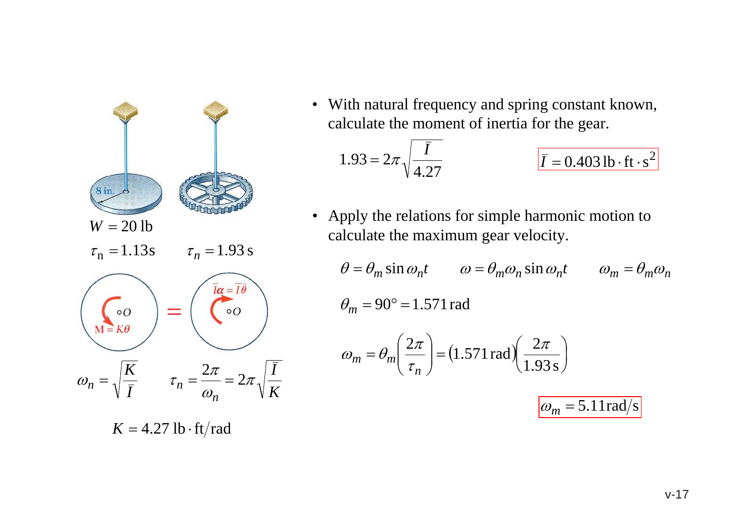$W = 20\,\text{lb}$

$\tau_n = 1.13\,\text{s} \qquad \tau_n = 1.93\,\text{s}$

$\bar{I}\alpha = \bar{I}\ddot{\theta}$

$M = K\theta$

$$\omega_n = \sqrt{\frac{K}{\bar{I}}} \qquad \tau_n = \frac{2\pi}{\omega_n} = 2\pi\sqrt{\frac{\bar{I}}{K}}$$

$$K = 4.27\ \text{lb}\cdot\text{ft/rad}$$

- With natural frequency and spring constant known, calculate the moment of inertia for the gear.

$$1.93 = 2\pi\sqrt{\frac{\bar{I}}{4.27}} \qquad \bar{I} = 0.403\,\text{lb}\cdot\text{ft}\cdot\text{s}^2$$

- Apply the relations for simple harmonic motion to calculate the maximum gear velocity.

$$\theta = \theta_m \sin\omega_n t \qquad \omega = \theta_m\omega_n \sin\omega_n t \qquad \omega_m = \theta_m\omega_n$$

$$\theta_m = 90^\circ = 1.571\,\text{rad}$$

$$\omega_m = \theta_m\left(\frac{2\pi}{\tau_n}\right) = (1.571\,\text{rad})\left(\frac{2\pi}{1.93\,\text{s}}\right)$$

$$\omega_m = 5.11\,\text{rad/s}$$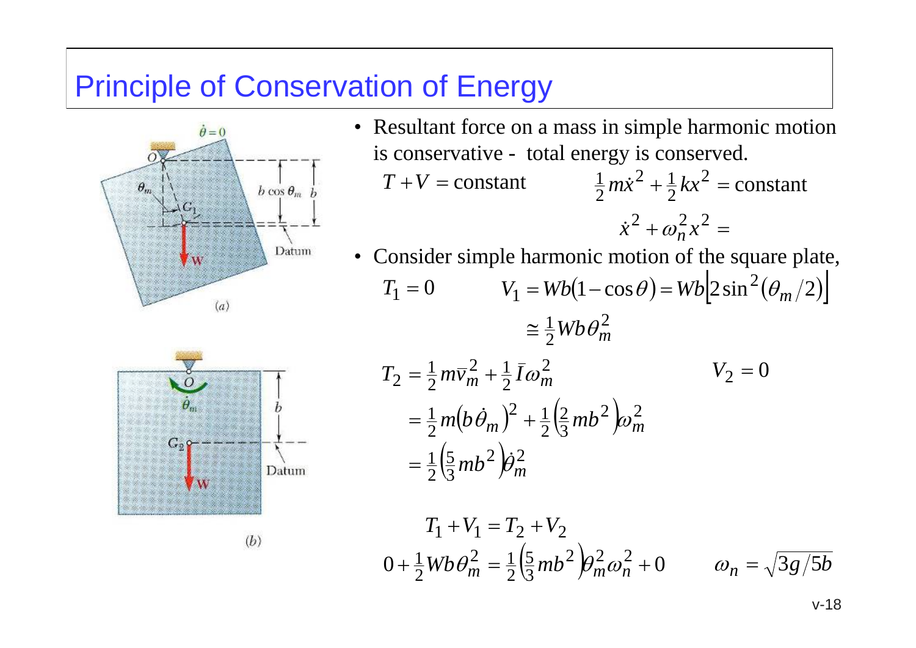# Principle of Conservation of Energy

- Resultant force on a mass in simple harmonic motion is conservative - total energy is conserved.

$$T + V = \text{constant} \qquad \tfrac{1}{2} m\dot{x}^2 + \tfrac{1}{2} kx^2 = \text{constant}$$

$$\dot{x}^2 + \omega_n^2 x^2 =$$

- Consider simple harmonic motion of the square plate,

$$T_1 = 0 \qquad V_1 = Wb(1 - \cos\theta) = Wb\left[2\sin^2(\theta_m/2)\right]$$

$$\cong \tfrac{1}{2} Wb\theta_m^2$$

$$T_2 = \tfrac{1}{2} m\bar{v}_m^2 + \tfrac{1}{2}\bar{I}\omega_m^2 \qquad V_2 = 0$$

$$= \tfrac{1}{2} m\left(b\dot{\theta}_m\right)^2 + \tfrac{1}{2}\left(\tfrac{2}{3} mb^2\right)\omega_m^2$$

$$= \tfrac{1}{2}\left(\tfrac{5}{3} mb^2\right)\dot{\theta}_m^2$$

$$T_1 + V_1 = T_2 + V_2$$

$$0 + \tfrac{1}{2} Wb\theta_m^2 = \tfrac{1}{2}\left(\tfrac{5}{3} mb^2\right)\theta_m^2\omega_n^2 + 0 \qquad \omega_n = \sqrt{3g/5b}$$

$\dot{\theta} = 0$

$O$

$\theta_m$

$G_1$

$b\cos\theta_m$ $b$

Datum

$\mathbf{W}$

(a)

$O$

$\dot{\theta}_m$

$b$

$G_2$

Datum

$\mathbf{W}$

(b)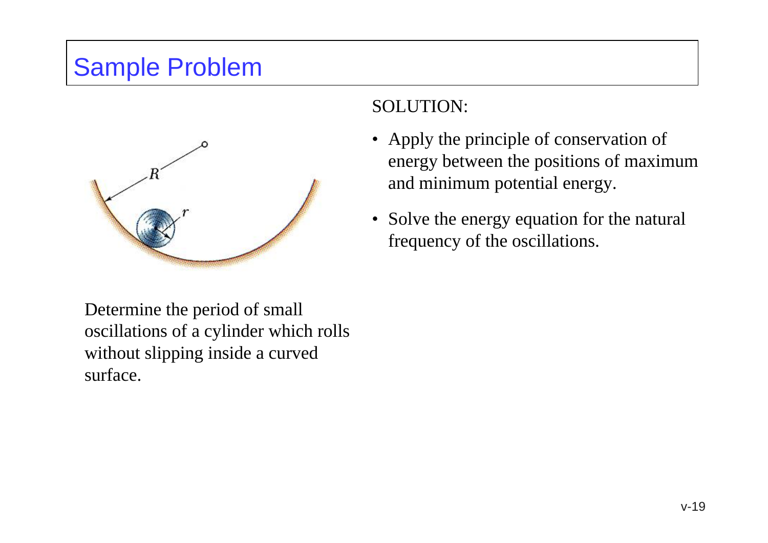# Sample Problem

Determine the period of small oscillations of a cylinder which rolls without slipping inside a curved surface.

SOLUTION:

- Apply the principle of conservation of energy between the positions of maximum and minimum potential energy.
- Solve the energy equation for the natural frequency of the oscillations.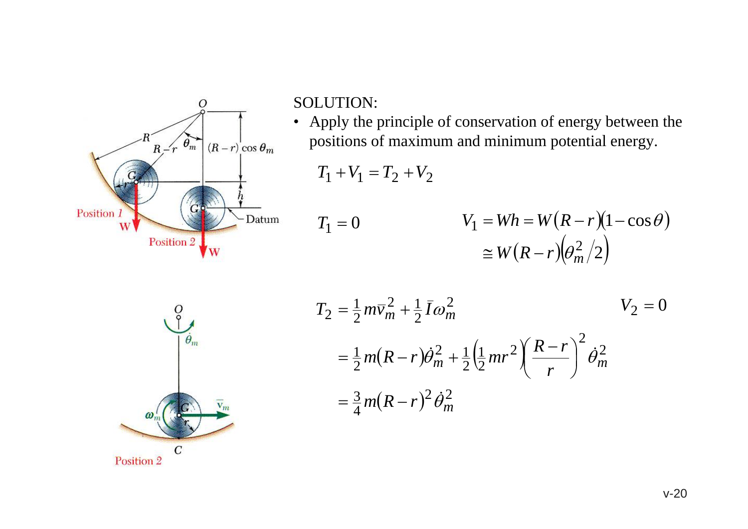SOLUTION:

- Apply the principle of conservation of energy between the positions of maximum and minimum potential energy.

$$T_1 + V_1 = T_2 + V_2$$

$$T_1 = 0 \qquad V_1 = Wh = W(R-r)(1-\cos\theta) \cong W(R-r)\left(\theta_m^2/2\right)$$

$$T_2 = \tfrac{1}{2}m\bar{v}_m^2 + \tfrac{1}{2}\bar{I}\omega_m^2 \qquad V_2 = 0$$

$$= \tfrac{1}{2}m(R-r)\dot{\theta}_m^2 + \tfrac{1}{2}\left(\tfrac{1}{2}mr^2\right)\left(\frac{R-r}{r}\right)^2\dot{\theta}_m^2$$

$$= \tfrac{3}{4}m(R-r)^2\dot{\theta}_m^2$$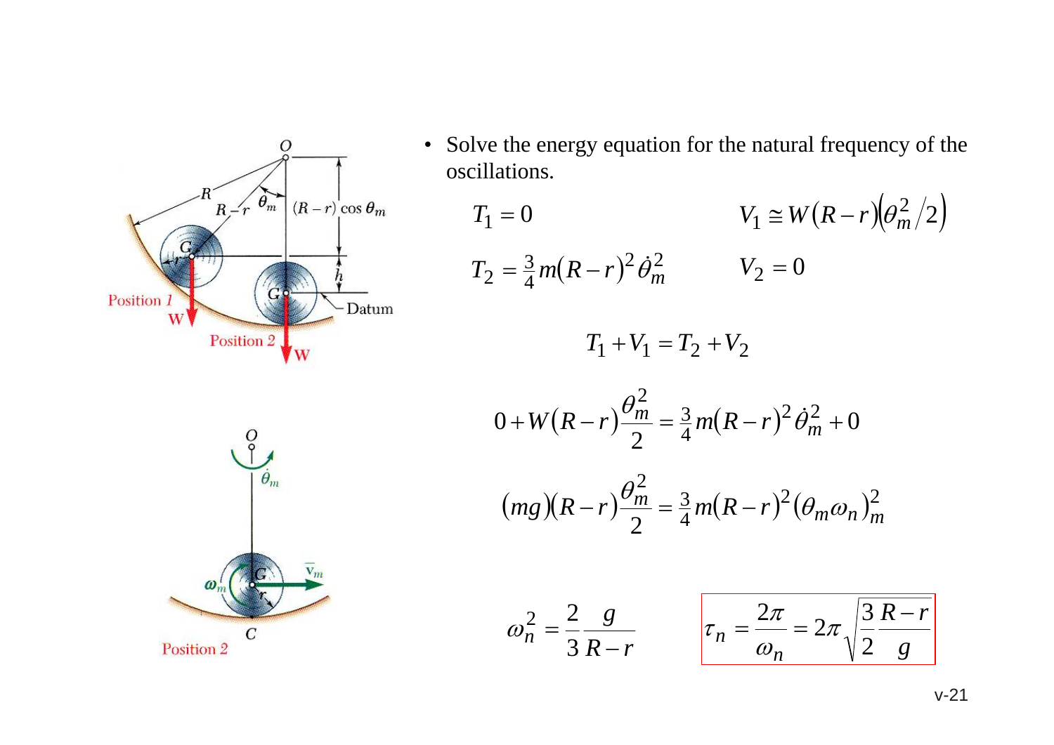- Solve the energy equation for the natural frequency of the oscillations.

$$T_1 = 0 \qquad V_1 \cong W(R-r)\left(\theta_m^2/2\right)$$

$$T_2 = \tfrac{3}{4}m(R-r)^2\dot{\theta}_m^2 \qquad V_2 = 0$$

$$T_1 + V_1 = T_2 + V_2$$

$$0 + W(R-r)\frac{\theta_m^2}{2} = \tfrac{3}{4}m(R-r)^2\dot{\theta}_m^2 + 0$$

$$(mg)(R-r)\frac{\theta_m^2}{2} = \tfrac{3}{4}m(R-r)^2(\theta_m\omega_n)_m^2$$

$$\omega_n^2 = \frac{2}{3}\frac{g}{R-r} \qquad \boxed{\tau_n = \frac{2\pi}{\omega_n} = 2\pi\sqrt{\frac{3}{2}\frac{R-r}{g}}}$$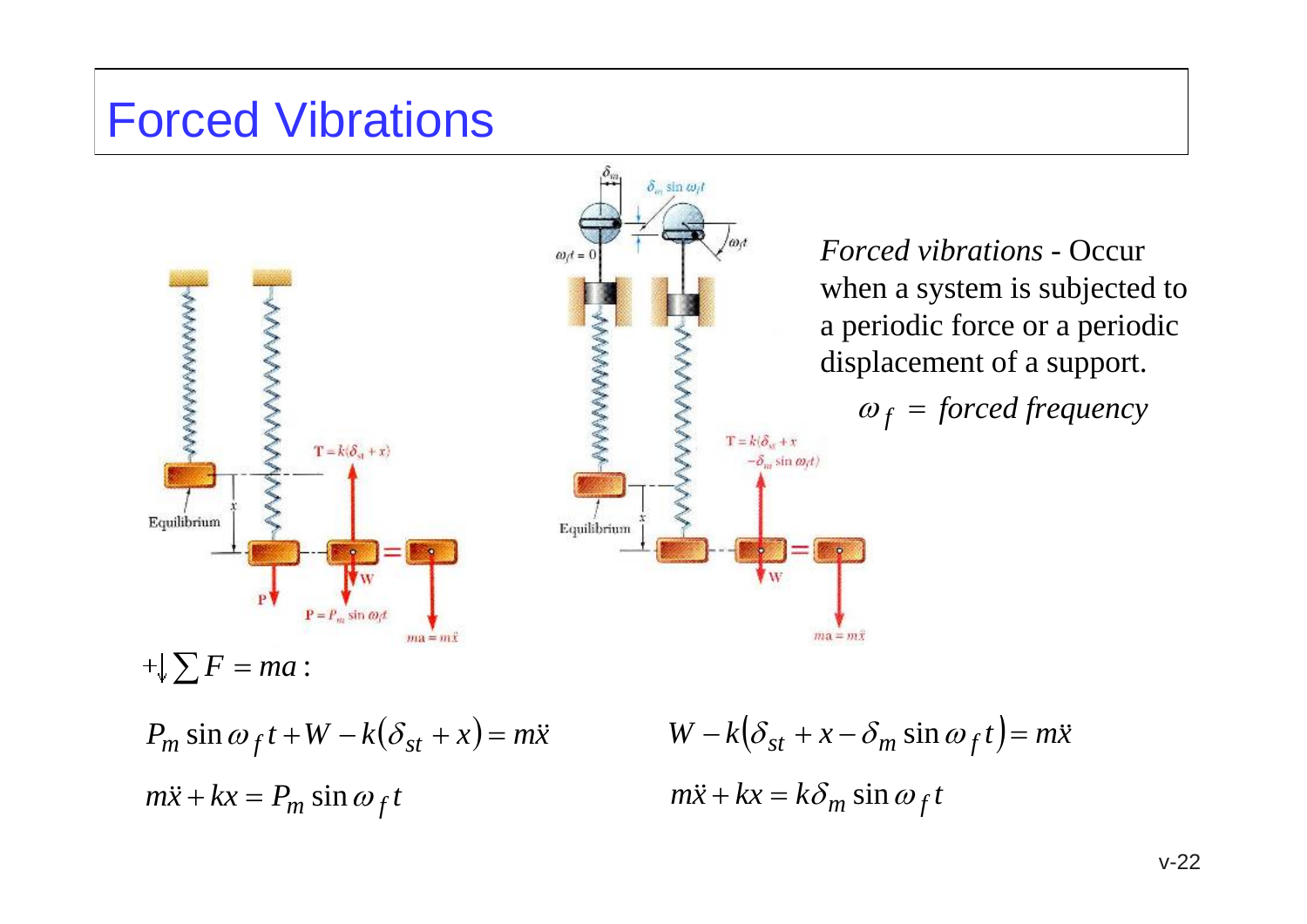# Forced Vibrations

*Forced vibrations* - Occur when a system is subjected to a periodic force or a periodic displacement of a support.

$$\omega_f = \textit{forced frequency}$$

$$+\downarrow \sum F = ma:$$

$$P_m \sin \omega_f t + W - k(\delta_{st} + x) = m\ddot{x}$$

$$m\ddot{x} + kx = P_m \sin \omega_f t$$

$$W - k(\delta_{st} + x - \delta_m \sin \omega_f t) = m\ddot{x}$$

$$m\ddot{x} + kx = k\delta_m \sin \omega_f t$$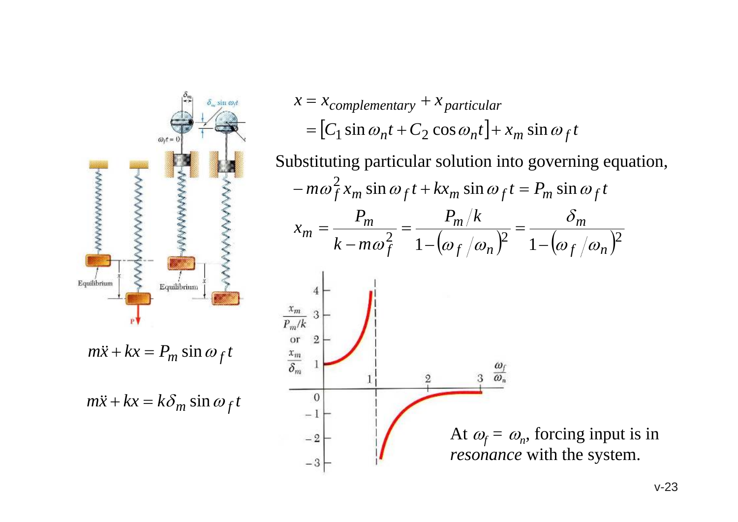$$m\ddot{x} + kx = P_m \sin \omega_f t$$

$$m\ddot{x} + kx = k\delta_m \sin \omega_f t$$

$$x = x_{complementary} + x_{particular}$$

$$= \left[C_1 \sin \omega_n t + C_2 \cos \omega_n t\right] + x_m \sin \omega_f t$$

Substituting particular solution into governing equation,

$$-m\omega_f^2 x_m \sin \omega_f t + kx_m \sin \omega_f t = P_m \sin \omega_f t$$

$$x_m = \frac{P_m}{k - m\omega_f^2} = \frac{P_m / k}{1 - \left(\omega_f / \omega_n\right)^2} = \frac{\delta_m}{1 - \left(\omega_f / \omega_n\right)^2}$$

At $\omega_f = \omega_n$, forcing input is in *resonance* with the system.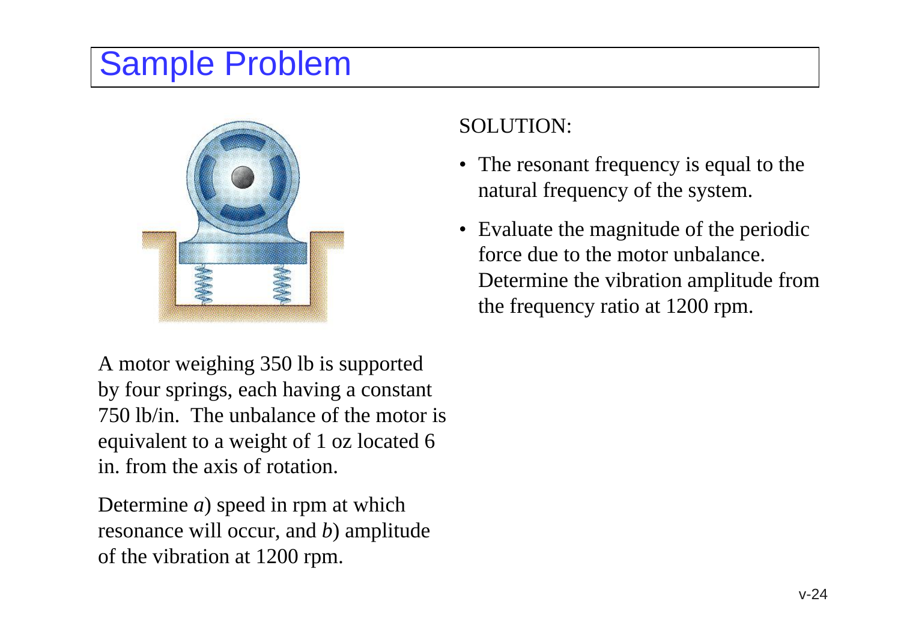# Sample Problem

A motor weighing 350 lb is supported by four springs, each having a constant 750 lb/in. The unbalance of the motor is equivalent to a weight of 1 oz located 6 in. from the axis of rotation.

Determine *a*) speed in rpm at which resonance will occur, and *b*) amplitude of the vibration at 1200 rpm.

SOLUTION:

- The resonant frequency is equal to the natural frequency of the system.
- Evaluate the magnitude of the periodic force due to the motor unbalance. Determine the vibration amplitude from the frequency ratio at 1200 rpm.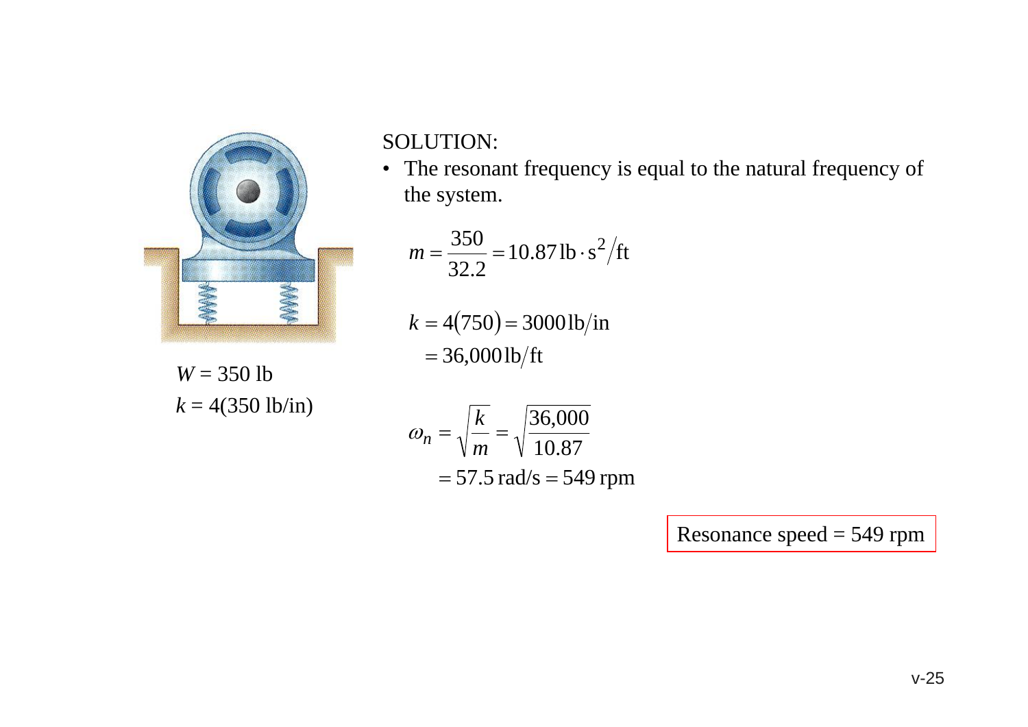$W = 350$ lb

$k = 4(350$ lb/in)

SOLUTION:

- The resonant frequency is equal to the natural frequency of the system.

$$m = \frac{350}{32.2} = 10.87\,\text{lb}\cdot\text{s}^2/\text{ft}$$

$$k = 4(750) = 3000\,\text{lb/in}$$
$$= 36{,}000\,\text{lb/ft}$$

$$\omega_n = \sqrt{\frac{k}{m}} = \sqrt{\frac{36{,}000}{10.87}}$$
$$= 57.5\,\text{rad/s} = 549\,\text{rpm}$$

Resonance speed = 549 rpm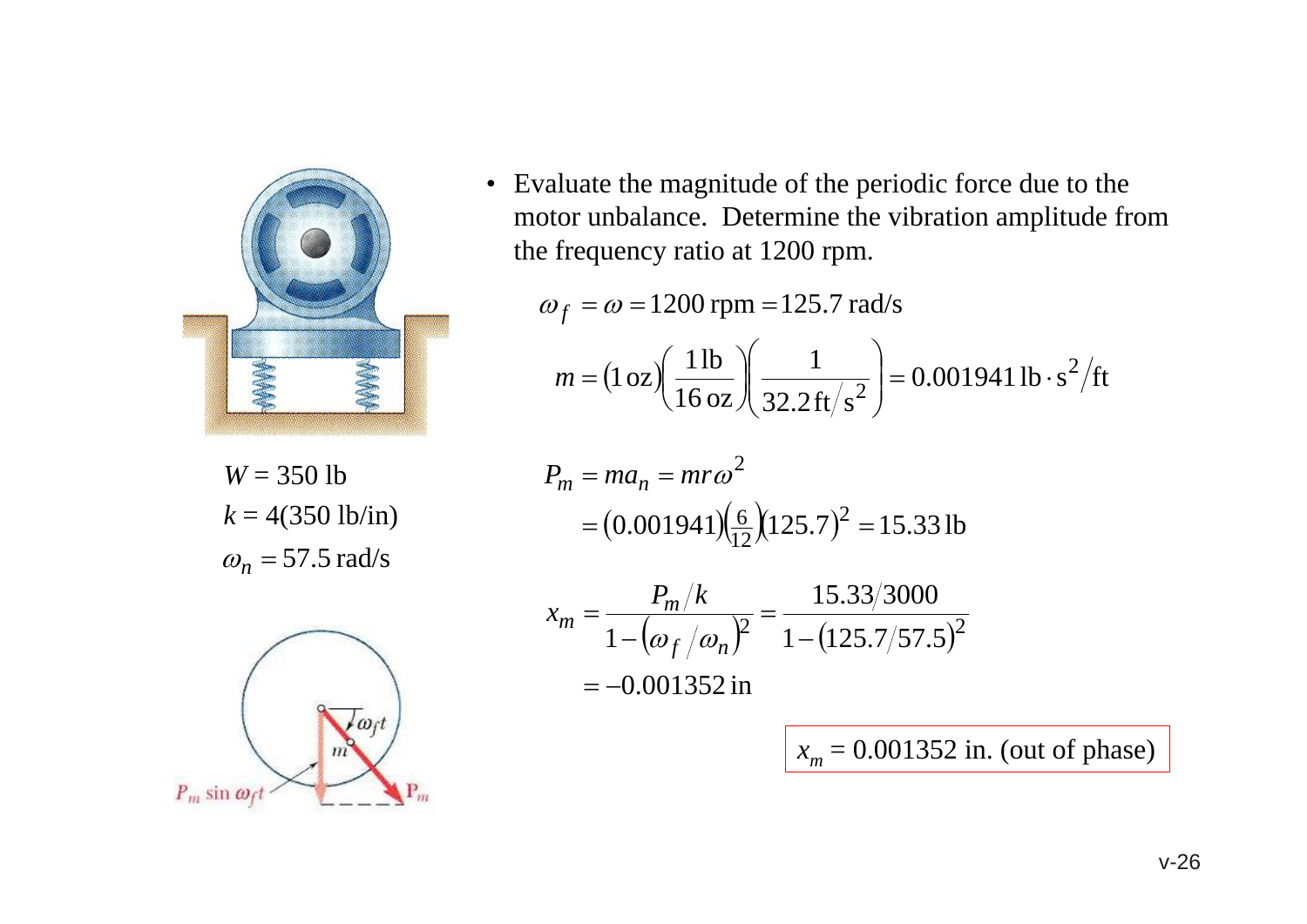$W = 350 \text{ lb}$

$k = 4(350 \text{ lb/in})$

$\omega_n = 57.5 \text{ rad/s}$

- Evaluate the magnitude of the periodic force due to the motor unbalance. Determine the vibration amplitude from the frequency ratio at 1200 rpm.

$$\omega_f = \omega = 1200 \text{ rpm} = 125.7 \text{ rad/s}$$

$$m = (1\,\text{oz})\left(\frac{1\,\text{lb}}{16\,\text{oz}}\right)\left(\frac{1}{32.2\,\text{ft/s}^2}\right) = 0.001941\,\text{lb}\cdot\text{s}^2/\text{ft}$$

$$P_m = ma_n = mr\omega^2$$

$$= (0.001941)\left(\tfrac{6}{12}\right)(125.7)^2 = 15.33\,\text{lb}$$

$$x_m = \frac{P_m/k}{1-\left(\omega_f/\omega_n\right)^2} = \frac{15.33/3000}{1-(125.7/57.5)^2}$$

$$= -0.001352\,\text{in}$$

$x_m = 0.001352$ in. (out of phase)

$P_m \sin \omega_f t$ $\quad \omega_f t \quad m \quad P_m$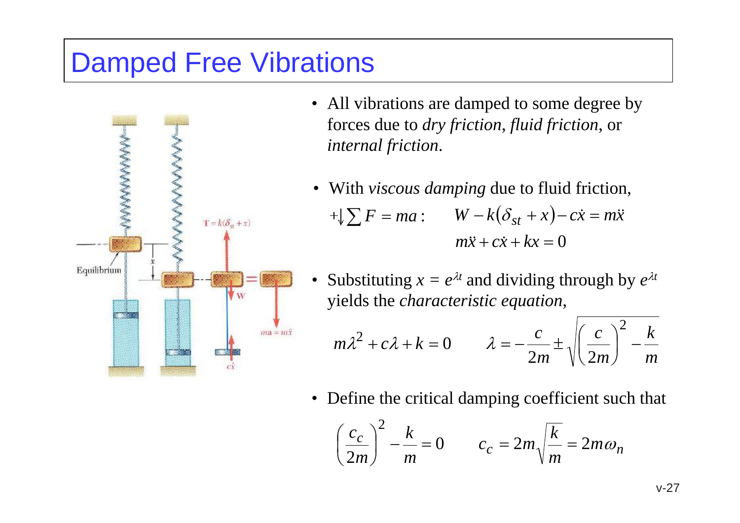# Damped Free Vibrations

- All vibrations are damped to some degree by forces due to *dry friction*, *fluid friction*, or *internal friction*.

- With *viscous damping* due to fluid friction,

$$+\downarrow \sum F = ma: \qquad W - k(\delta_{st} + x) - c\dot{x} = m\ddot{x}$$

$$m\ddot{x} + c\dot{x} + kx = 0$$

- Substituting $x = e^{\lambda t}$ and dividing through by $e^{\lambda t}$ yields the *characteristic equation*,

$$m\lambda^2 + c\lambda + k = 0 \qquad \lambda = -\frac{c}{2m} \pm \sqrt{\left(\frac{c}{2m}\right)^2 - \frac{k}{m}}$$

- Define the critical damping coefficient such that

$$\left(\frac{c_c}{2m}\right)^2 - \frac{k}{m} = 0 \qquad c_c = 2m\sqrt{\frac{k}{m}} = 2m\omega_n$$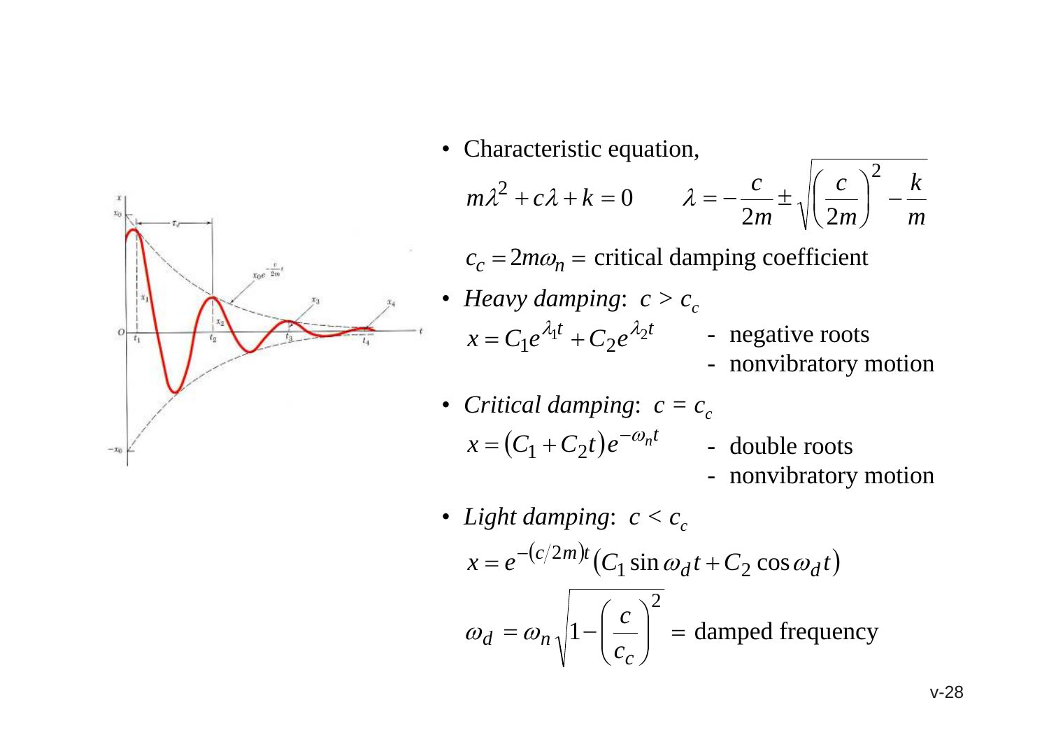- Characteristic equation,

$$m\lambda^2 + c\lambda + k = 0 \qquad \lambda = -\frac{c}{2m} \pm \sqrt{\left(\frac{c}{2m}\right)^2 - \frac{k}{m}}$$

$c_c = 2m\omega_n =$ critical damping coefficient

- *Heavy damping*: $c > c_c$

$$x = C_1 e^{\lambda_1 t} + C_2 e^{\lambda_2 t}$$

- negative roots
- nonvibratory motion

- *Critical damping*: $c = c_c$

$$x = \left(C_1 + C_2 t\right) e^{-\omega_n t}$$

- double roots
- nonvibratory motion

- *Light damping*: $c < c_c$

$$x = e^{-(c/2m)t}\left(C_1 \sin \omega_d t + C_2 \cos \omega_d t\right)$$

$$\omega_d = \omega_n \sqrt{1 - \left(\frac{c}{c_c}\right)^2} = \text{damped frequency}$$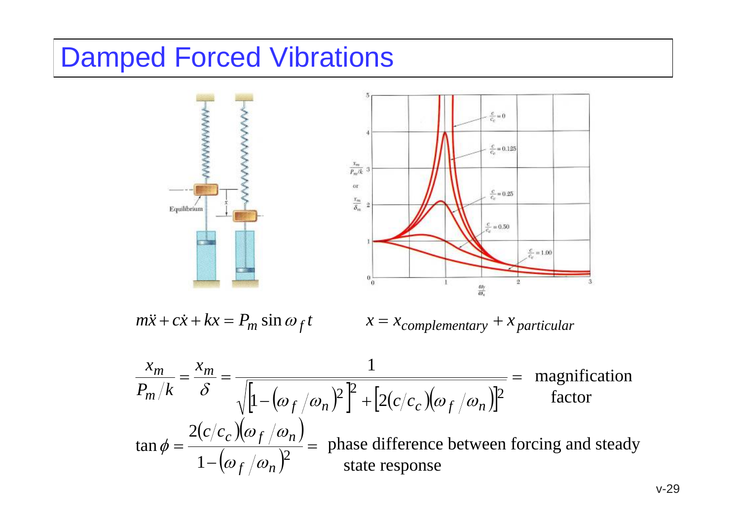# Damped Forced Vibrations

$$m\ddot{x} + c\dot{x} + kx = P_m \sin \omega_f t \qquad x = x_{complementary} + x_{particular}$$

$$\frac{x_m}{P_m/k} = \frac{x_m}{\delta} = \frac{1}{\sqrt{\left[1 - \left(\omega_f/\omega_n\right)^2\right]^2 + \left[2\left(c/c_c\right)\left(\omega_f/\omega_n\right)\right]^2}} = \text{magnification factor}$$

$$\tan \phi = \frac{2\left(c/c_c\right)\left(\omega_f/\omega_n\right)}{1 - \left(\omega_f/\omega_n\right)^2} = \text{phase difference between forcing and steady state response}$$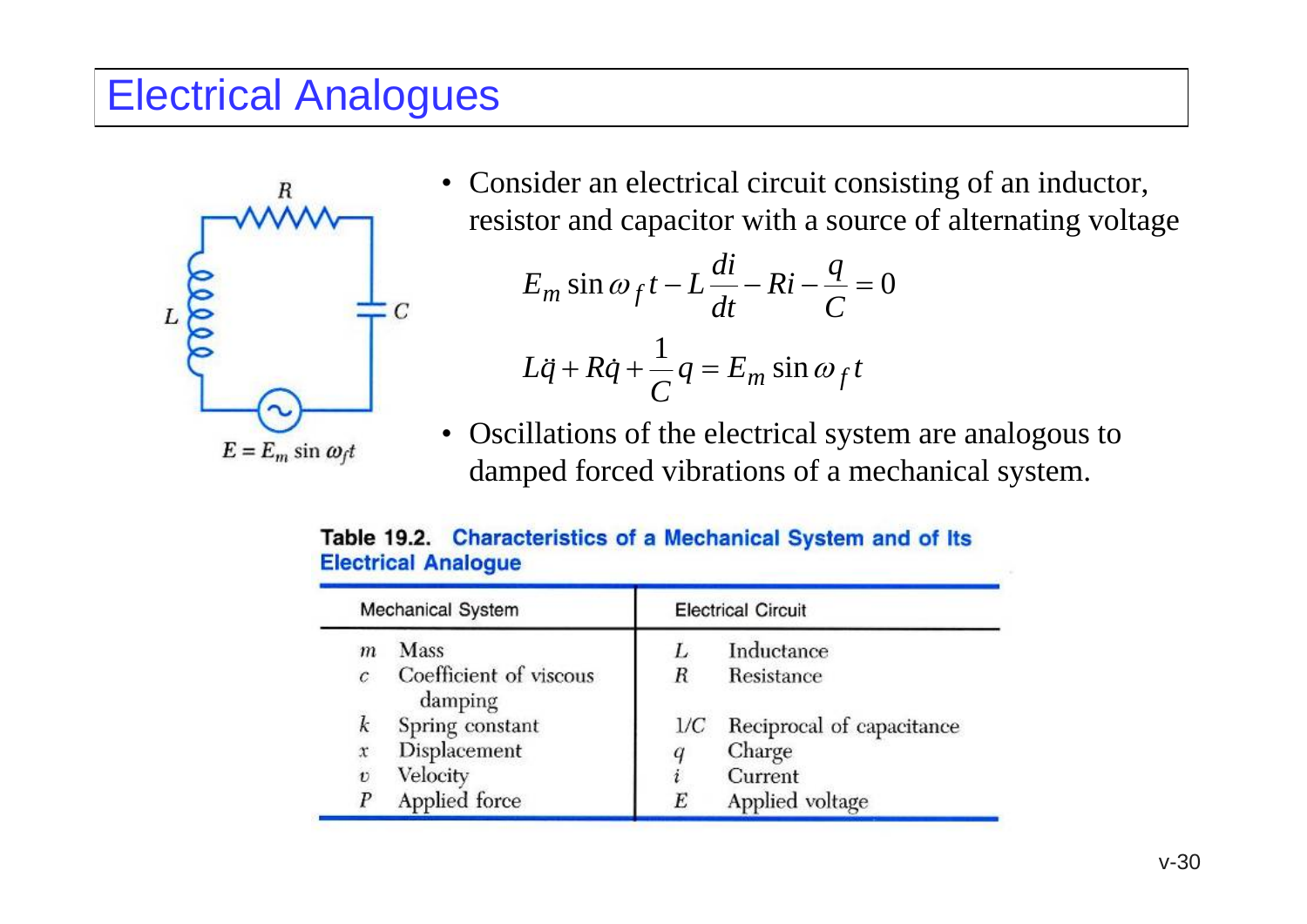# Electrical Analogues

$E = E_m \sin \omega_f t$

- Consider an electrical circuit consisting of an inductor, resistor and capacitor with a source of alternating voltage

$$E_m \sin \omega_f t - L\frac{di}{dt} - Ri - \frac{q}{C} = 0$$

$$L\ddot{q} + R\dot{q} + \frac{1}{C}q = E_m \sin \omega_f t$$

- Oscillations of the electrical system are analogous to damped forced vibrations of a mechanical system.

**Table 19.2. Characteristics of a Mechanical System and of Its Electrical Analogue**

| Mechanical System | | Electrical Circuit | |
|---|---|---|---|
| $m$ | Mass | $L$ | Inductance |
| $c$ | Coefficient of viscous damping | $R$ | Resistance |
| $k$ | Spring constant | $1/C$ | Reciprocal of capacitance |
| $x$ | Displacement | $q$ | Charge |
| $v$ | Velocity | $i$ | Current |
| $P$ | Applied force | $E$ | Applied voltage |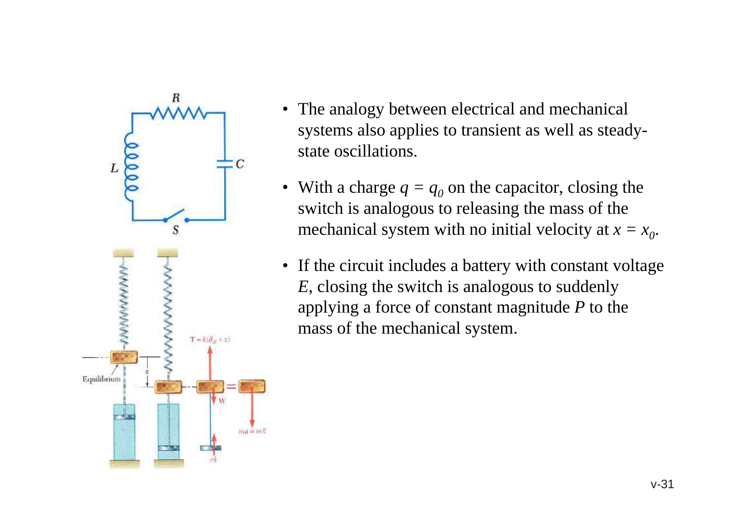- The analogy between electrical and mechanical systems also applies to transient as well as steady-state oscillations.
- With a charge $q = q_0$ on the capacitor, closing the switch is analogous to releasing the mass of the mechanical system with no initial velocity at $x = x_0$.
- If the circuit includes a battery with constant voltage $E$, closing the switch is analogous to suddenly applying a force of constant magnitude $P$ to the mass of the mechanical system.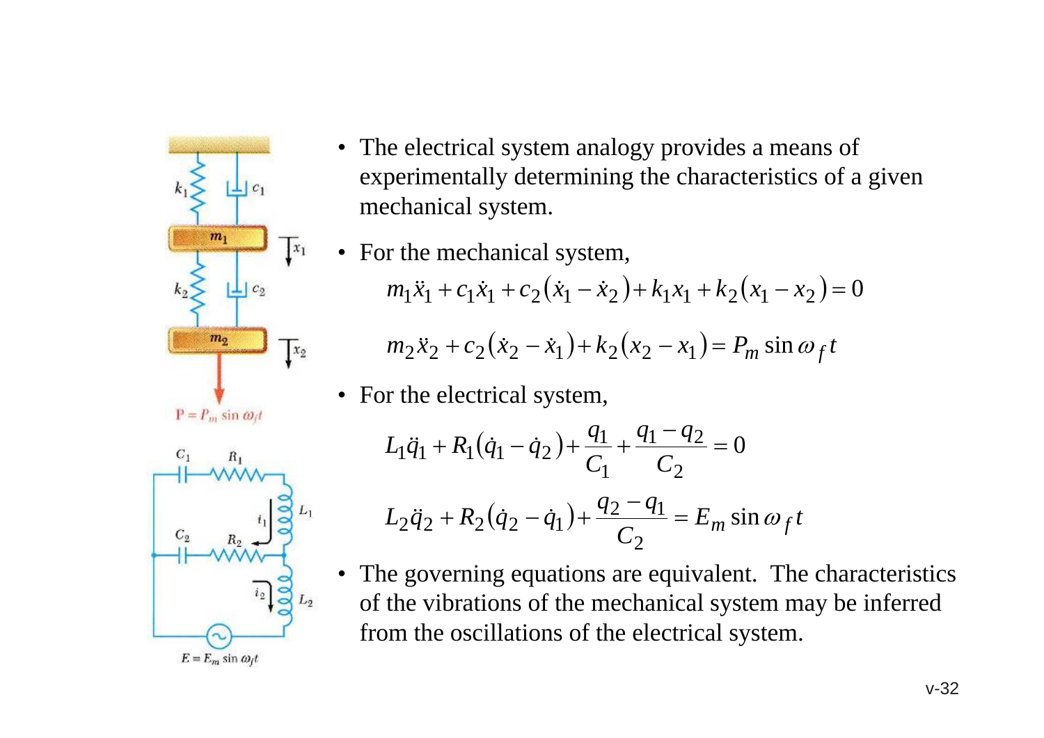- The electrical system analogy provides a means of experimentally determining the characteristics of a given mechanical system.
- For the mechanical system,

$$m_1\ddot{x}_1 + c_1\dot{x}_1 + c_2(\dot{x}_1 - \dot{x}_2) + k_1x_1 + k_2(x_1 - x_2) = 0$$

$$m_2\ddot{x}_2 + c_2(\dot{x}_2 - \dot{x}_1) + k_2(x_2 - x_1) = P_m \sin\omega_f t$$

- For the electrical system,

$$L_1\ddot{q}_1 + R_1(\dot{q}_1 - \dot{q}_2) + \frac{q_1}{C_1} + \frac{q_1 - q_2}{C_2} = 0$$

$$L_2\ddot{q}_2 + R_2(\dot{q}_2 - \dot{q}_1) + \frac{q_2 - q_1}{C_2} = E_m \sin\omega_f t$$

- The governing equations are equivalent. The characteristics of the vibrations of the mechanical system may be inferred from the oscillations of the electrical system.